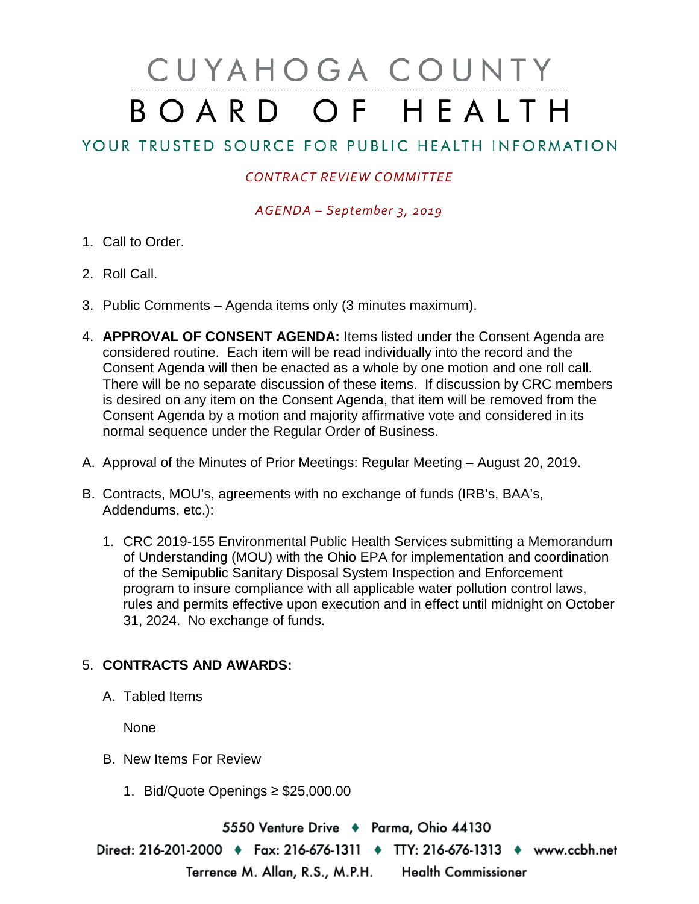# CUYAHOGA COUNTY BOARD OF HEALTH

## YOUR TRUSTED SOURCE FOR PUBLIC HEALTH INFORMATION

*CONTRACT REVIEW COMMITTEE*

*AGENDA – September 3, 2019*

1. Call to Order.

2. Roll Call.

3. Public Comments – Agenda items only (3 minutes maximum).

4. **APPROVAL OF CONSENT AGENDA:** Items listed under the Consent Agenda are considered routine. Each item will be read individually into the record and the Consent Agenda will then be enacted as a whole by one motion and one roll call. There will be no separate discussion of these items. If discussion by CRC members is desired on any item on the Consent Agenda, that item will be removed from the Consent Agenda by a motion and majority affirmative vote and considered in its normal sequence under the Regular Order of Business.

A. Approval of the Minutes of Prior Meetings: Regular Meeting – August 20, 2019.

B. Contracts, MOU's, agreements with no exchange of funds (IRB's, BAA's, Addendums, etc.):

   1. CRC 2019-155 Environmental Public Health Services submitting a Memorandum of Understanding (MOU) with the Ohio EPA for implementation and coordination of the Semipublic Sanitary Disposal System Inspection and Enforcement program to insure compliance with all applicable water pollution control laws, rules and permits effective upon execution and in effect until midnight on October 31, 2024. No exchange of funds.

5. **CONTRACTS AND AWARDS:**

   A. Tabled Items

      None

   B. New Items For Review

      1. Bid/Quote Openings ≥ $25,000.00

5550 Venture Drive ♦ Parma, Ohio 44130

Direct: 216-201-2000 ♦ Fax: 216-676-1311 ♦ TTY: 216-676-1313 ♦ www.ccbh.net

Terrence M. Allan, R.S., M.P.H. Health Commissioner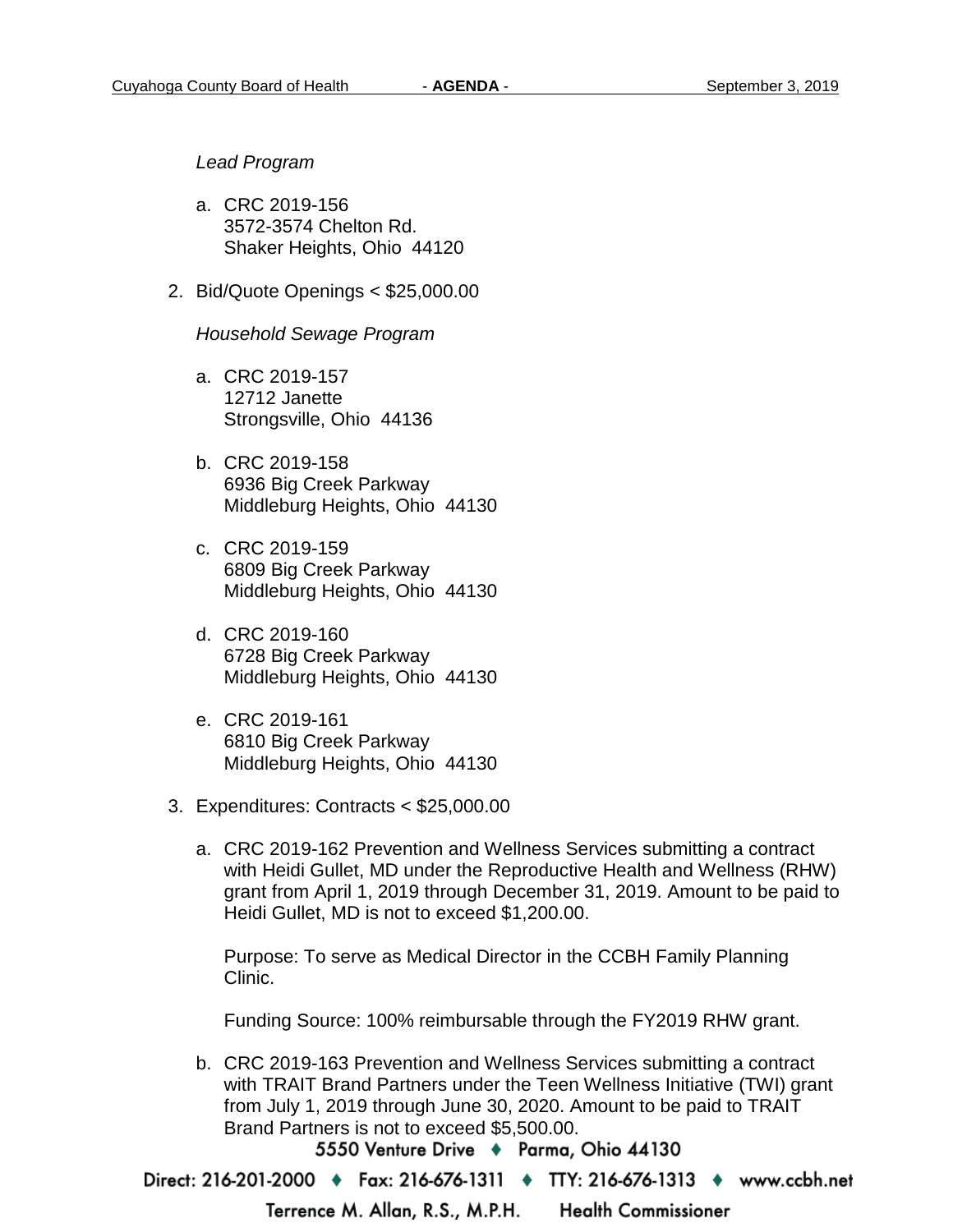*Lead Program*

a. CRC 2019-156
   3572-3574 Chelton Rd.
   Shaker Heights, Ohio 44120

2. Bid/Quote Openings < $25,000.00

   *Household Sewage Program*

   a. CRC 2019-157
      12712 Janette
      Strongsville, Ohio 44136

   b. CRC 2019-158
      6936 Big Creek Parkway
      Middleburg Heights, Ohio 44130

   c. CRC 2019-159
      6809 Big Creek Parkway
      Middleburg Heights, Ohio 44130

   d. CRC 2019-160
      6728 Big Creek Parkway
      Middleburg Heights, Ohio 44130

   e. CRC 2019-161
      6810 Big Creek Parkway
      Middleburg Heights, Ohio 44130

3. Expenditures: Contracts < $25,000.00

   a. CRC 2019-162 Prevention and Wellness Services submitting a contract with Heidi Gullet, MD under the Reproductive Health and Wellness (RHW) grant from April 1, 2019 through December 31, 2019. Amount to be paid to Heidi Gullet, MD is not to exceed $1,200.00.

      Purpose: To serve as Medical Director in the CCBH Family Planning Clinic.

      Funding Source: 100% reimbursable through the FY2019 RHW grant.

   b. CRC 2019-163 Prevention and Wellness Services submitting a contract with TRAIT Brand Partners under the Teen Wellness Initiative (TWI) grant from July 1, 2019 through June 30, 2020. Amount to be paid to TRAIT Brand Partners is not to exceed $5,500.00.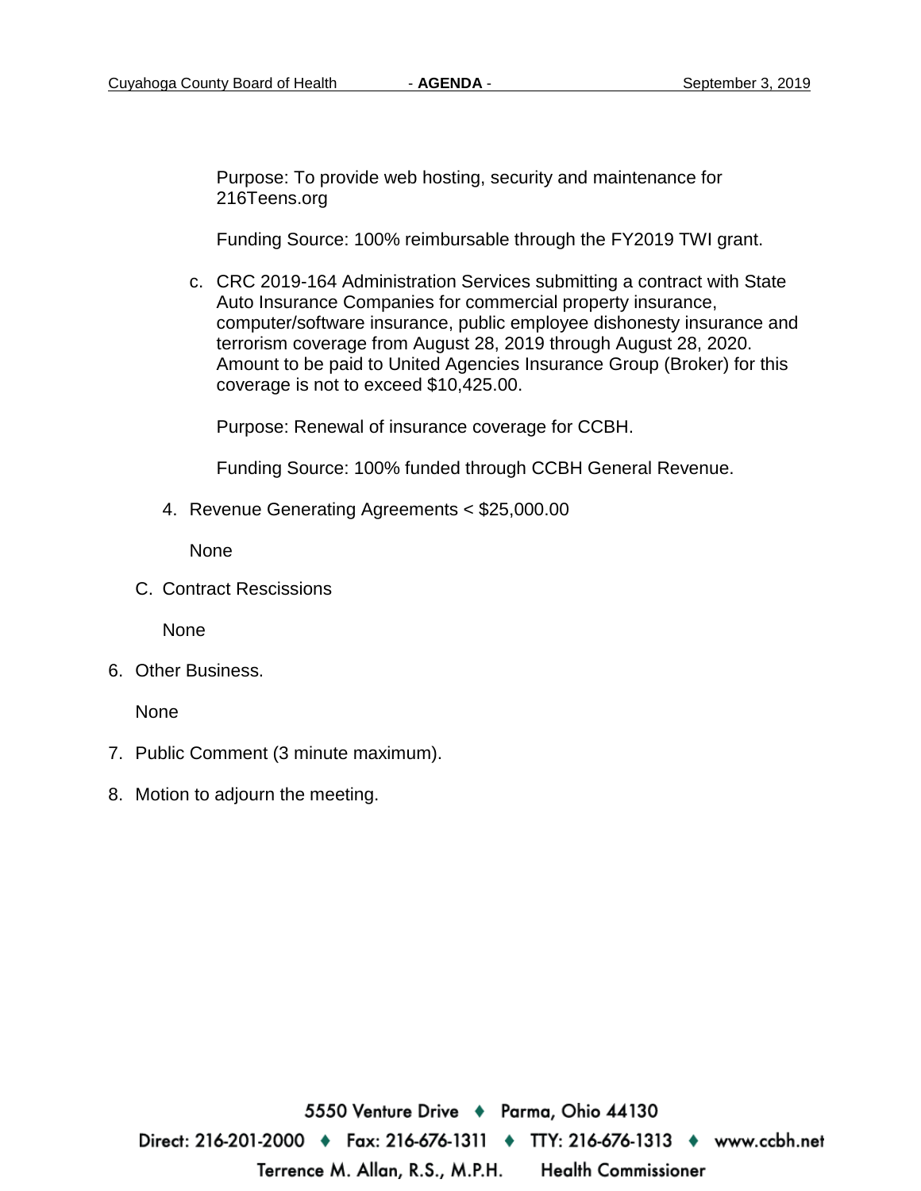Purpose: To provide web hosting, security and maintenance for 216Teens.org

Funding Source: 100% reimbursable through the FY2019 TWI grant.

c. CRC 2019-164 Administration Services submitting a contract with State Auto Insurance Companies for commercial property insurance, computer/software insurance, public employee dishonesty insurance and terrorism coverage from August 28, 2019 through August 28, 2020. Amount to be paid to United Agencies Insurance Group (Broker) for this coverage is not to exceed $10,425.00.

   Purpose: Renewal of insurance coverage for CCBH.

   Funding Source: 100% funded through CCBH General Revenue.

4. Revenue Generating Agreements < $25,000.00

   None

C. Contract Rescissions

   None

6. Other Business.

   None

7. Public Comment (3 minute maximum).

8. Motion to adjourn the meeting.